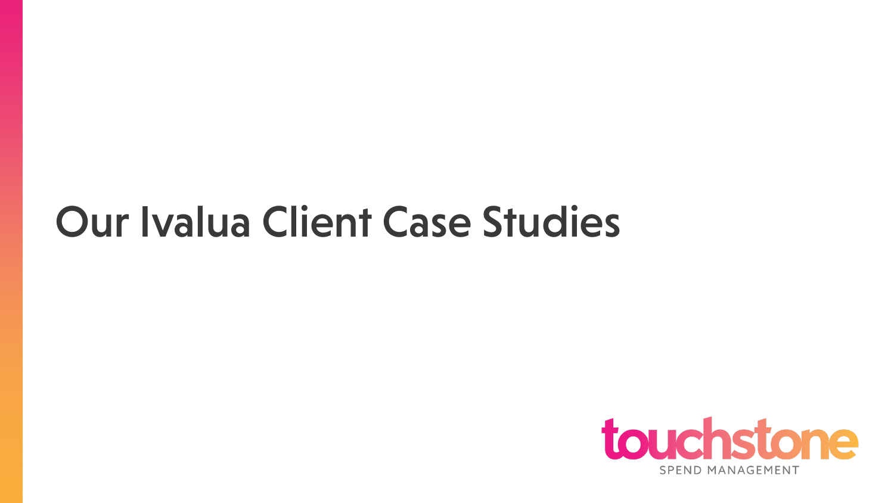# Our Ivalua Client Case Studies

touchstone

SPEND MANAGEMENT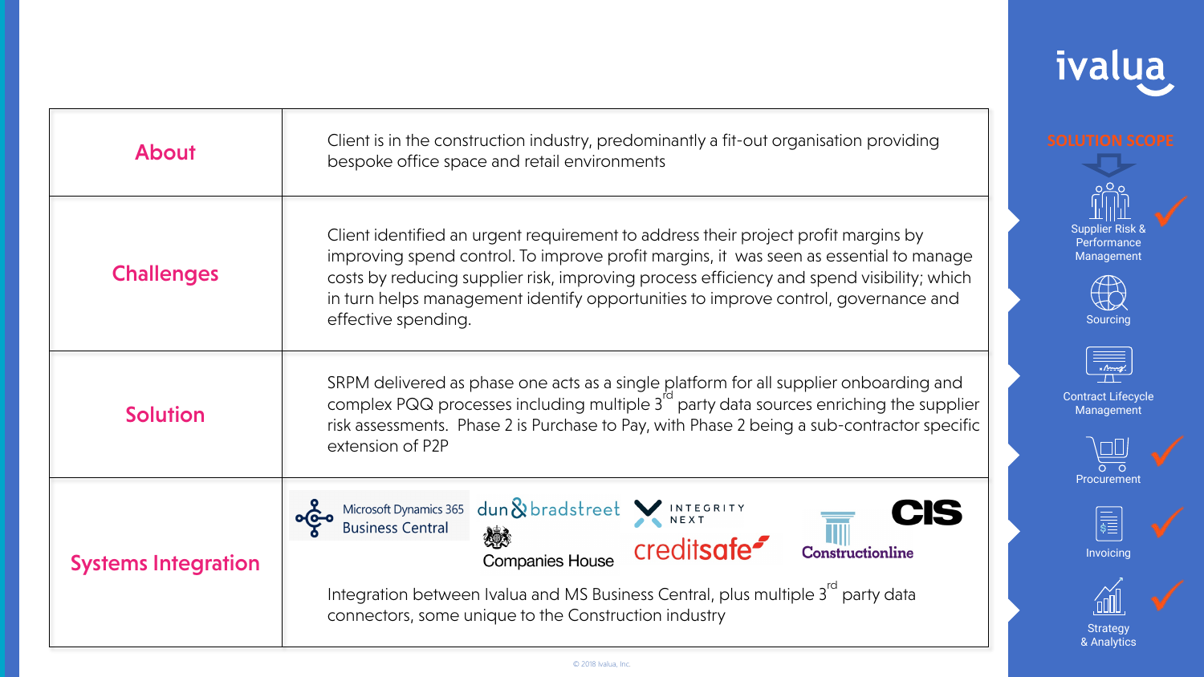| | |
|---|---|
| **About** | Client is in the construction industry, predominantly a fit-out organisation providing bespoke office space and retail environments |
| **Challenges** | Client identified an urgent requirement to address their project profit margins by improving spend control. To improve profit margins, it was seen as essential to manage costs by reducing supplier risk, improving process efficiency and spend visibility; which in turn helps management identify opportunities to improve control, governance and effective spending. |
| **Solution** | SRPM delivered as phase one acts as a single platform for all supplier onboarding and complex PQQ processes including multiple 3rd party data sources enriching the supplier risk assessments. Phase 2 is Purchase to Pay, with Phase 2 being a sub-contractor specific extension of P2P |
| **Systems Integration** | Microsoft Dynamics 365 Business Central, dun & bradstreet, INTEGRITY NEXT, CIS, Companies House, creditsafe, Constructionline<br><br>Integration between Ivalua and MS Business Central, plus multiple 3rd party data connectors, some unique to the Construction industry |

ivalua

**SOLUTION SCOPE**

- Supplier Risk & Performance Management ✓
- Sourcing
- Contract Lifecycle Management
- Procurement ✓
- Invoicing ✓
- Strategy & Analytics ✓

© 2018 Ivalua, Inc.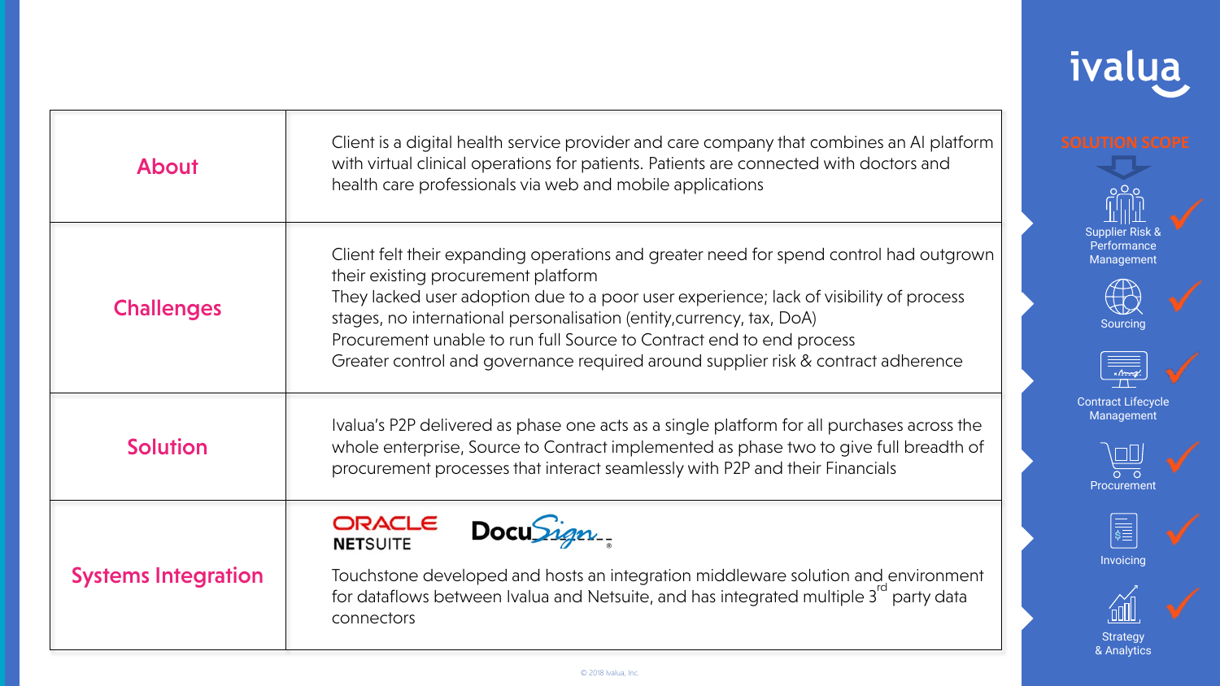| | |
|---|---|
| **About** | Client is a digital health service provider and care company that combines an AI platform with virtual clinical operations for patients. Patients are connected with doctors and health care professionals via web and mobile applications |
| **Challenges** | Client felt their expanding operations and greater need for spend control had outgrown their existing procurement platform<br>They lacked user adoption due to a poor user experience; lack of visibility of process stages, no international personalisation (entity,currency, tax, DoA)<br>Procurement unable to run full Source to Contract end to end process<br>Greater control and governance required around supplier risk & contract adherence |
| **Solution** | Ivalua's P2P delivered as phase one acts as a single platform for all purchases across the whole enterprise, Source to Contract implemented as phase two to give full breadth of procurement processes that interact seamlessly with P2P and their Financials |
| **Systems Integration** | ORACLE NETSUITE   DocuSign<br>Touchstone developed and hosts an integration middleware solution and environment for dataflows between Ivalua and Netsuite, and has integrated multiple 3rd party data connectors |

ivalua

**SOLUTION SCOPE**

- Supplier Risk & Performance Management ✓
- Sourcing ✓
- Contract Lifecycle Management ✓
- Procurement ✓
- Invoicing ✓
- Strategy & Analytics ✓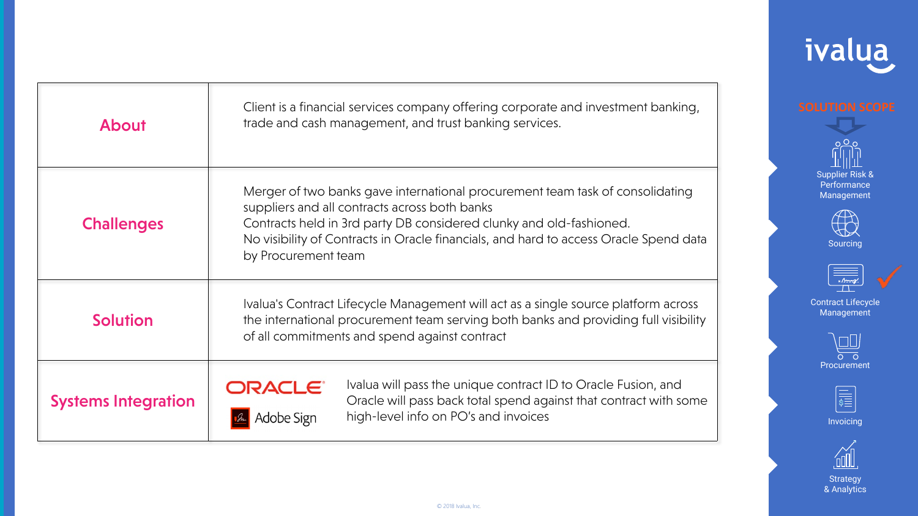| | |
|---|---|
| **About** | Client is a financial services company offering corporate and investment banking, trade and cash management, and trust banking services. |
| **Challenges** | Merger of two banks gave international procurement team task of consolidating suppliers and all contracts across both banks<br>Contracts held in 3rd party DB considered clunky and old-fashioned.<br>No visibility of Contracts in Oracle financials, and hard to access Oracle Spend data by Procurement team |
| **Solution** | Ivalua's Contract Lifecycle Management will act as a single source platform across the international procurement team serving both banks and providing full visibility of all commitments and spend against contract |
| **Systems Integration** | ORACLE<br>Adobe Sign<br>Ivalua will pass the unique contract ID to Oracle Fusion, and Oracle will pass back total spend against that contract with some high-level info on PO's and invoices |

ivalua

**SOLUTION SCOPE**

- Supplier Risk & Performance Management
- Sourcing
- Contract Lifecycle Management ✓
- Procurement
- Invoicing
- Strategy & Analytics

© 2018 Ivalua, Inc.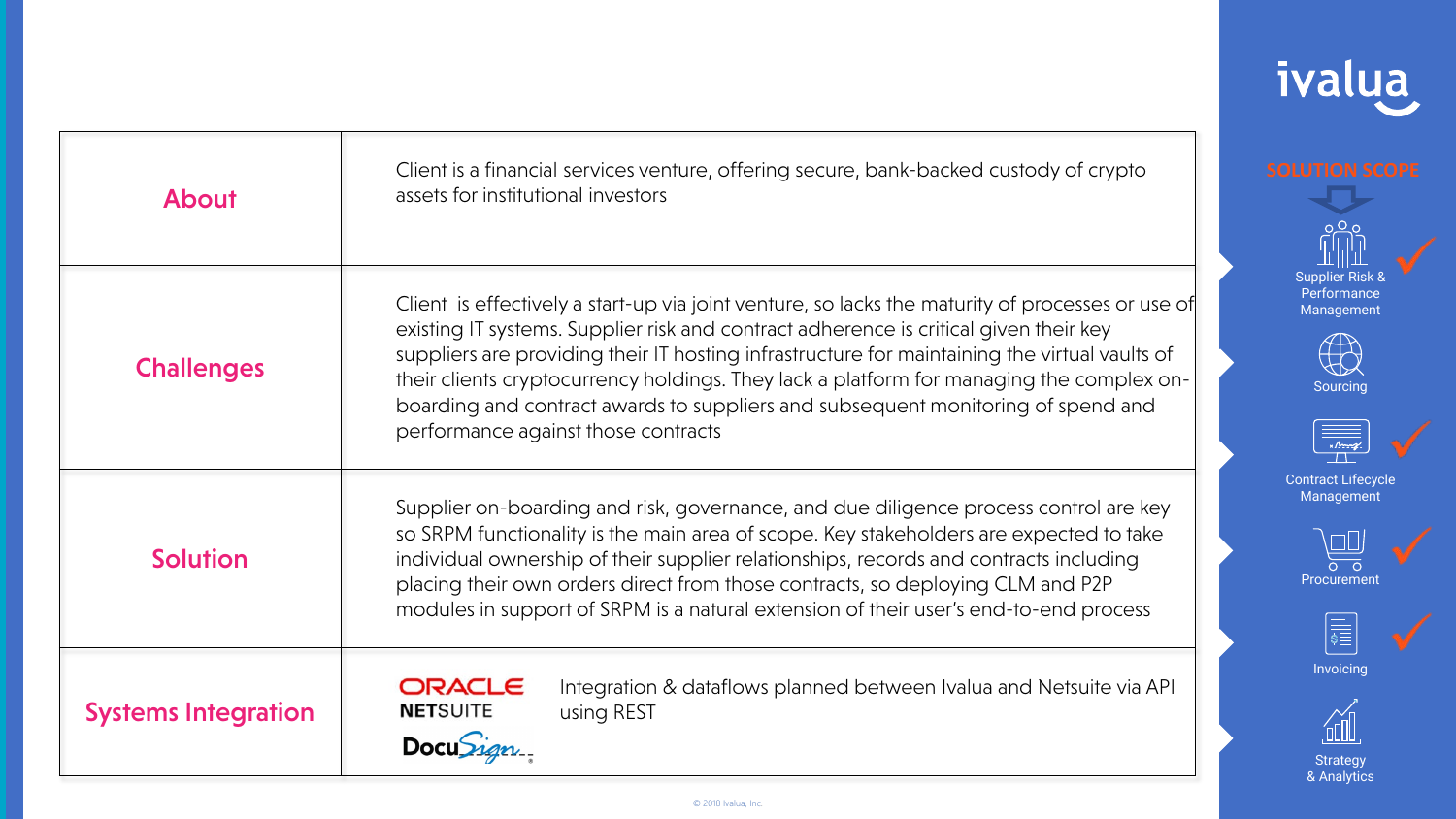| | |
|---|---|
| **About** | Client is a financial services venture, offering secure, bank-backed custody of crypto assets for institutional investors |
| **Challenges** | Client is effectively a start-up via joint venture, so lacks the maturity of processes or use of existing IT systems. Supplier risk and contract adherence is critical given their key suppliers are providing their IT hosting infrastructure for maintaining the virtual vaults of their clients cryptocurrency holdings. They lack a platform for managing the complex on-boarding and contract awards to suppliers and subsequent monitoring of spend and performance against those contracts |
| **Solution** | Supplier on-boarding and risk, governance, and due diligence process control are key so SRPM functionality is the main area of scope. Key stakeholders are expected to take individual ownership of their supplier relationships, records and contracts including placing their own orders direct from those contracts, so deploying CLM and P2P modules in support of SRPM is a natural extension of their user's end-to-end process |
| **Systems Integration** | ORACLE NETSUITE, DocuSign — Integration & dataflows planned between Ivalua and Netsuite via API using REST |

ivalua

**SOLUTION SCOPE**

- Supplier Risk & Performance Management ✓
- Sourcing
- Contract Lifecycle Management ✓
- Procurement ✓
- Invoicing ✓
- Strategy & Analytics

© 2018 Ivalua, Inc.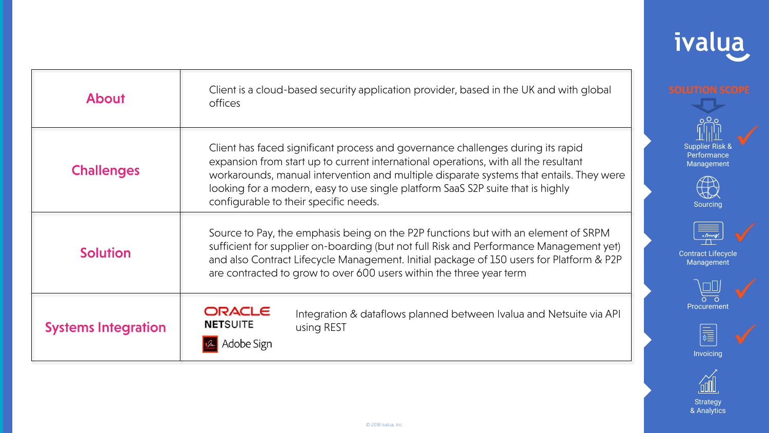| | |
|---|---|
| **About** | Client is a cloud-based security application provider, based in the UK and with global offices |
| **Challenges** | Client has faced significant process and governance challenges during its rapid expansion from start up to current international operations, with all the resultant workarounds, manual intervention and multiple disparate systems that entails. They were looking for a modern, easy to use single platform SaaS S2P suite that is highly configurable to their specific needs. |
| **Solution** | Source to Pay, the emphasis being on the P2P functions but with an element of SRPM sufficient for supplier on-boarding (but not full Risk and Performance Management yet) and also Contract Lifecycle Management. Initial package of 150 users for Platform & P2P are contracted to grow to over 600 users within the three year term |
| **Systems Integration** | ORACLE NETSUITE; Adobe Sign — Integration & dataflows planned between Ivalua and Netsuite via API using REST |

ivalua

**SOLUTION SCOPE**

- Supplier Risk & Performance Management ✓
- Sourcing
- Contract Lifecycle Management ✓
- Procurement ✓
- Invoicing ✓
- Strategy & Analytics

© 2018 Ivalua, Inc.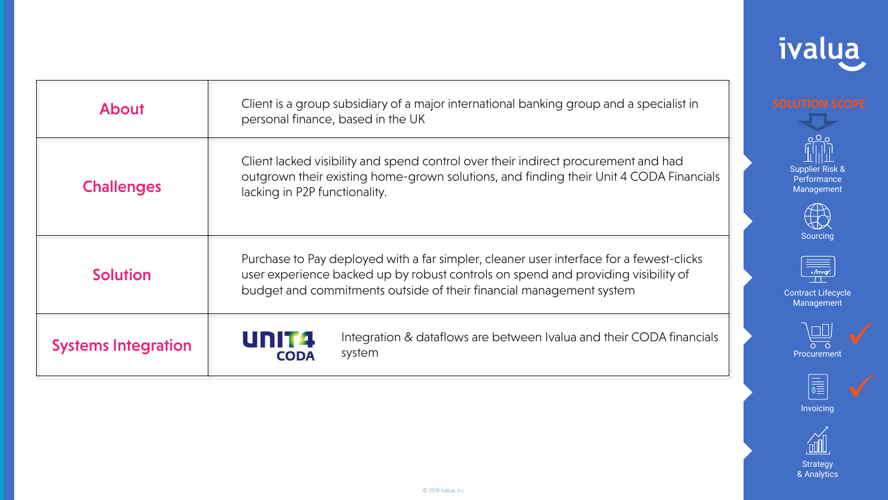| | |
|---|---|
| **About** | Client is a group subsidiary of a major international banking group and a specialist in personal finance, based in the UK |
| **Challenges** | Client lacked visibility and spend control over their indirect procurement and had outgrown their existing home-grown solutions, and finding their Unit 4 CODA Financials lacking in P2P functionality. |
| **Solution** | Purchase to Pay deployed with a far simpler, cleaner user interface for a fewest-clicks user experience backed up by robust controls on spend and providing visibility of budget and commitments outside of their financial management system |
| **Systems Integration** | UNIT4 CODA — Integration & dataflows are between Ivalua and their CODA financials system |

ivalua

**SOLUTION SCOPE**

- Supplier Risk & Performance Management
- Sourcing
- Contract Lifecycle Management
- Procurement ✓
- Invoicing ✓
- Strategy & Analytics

© 2018 Ivalua, Inc.